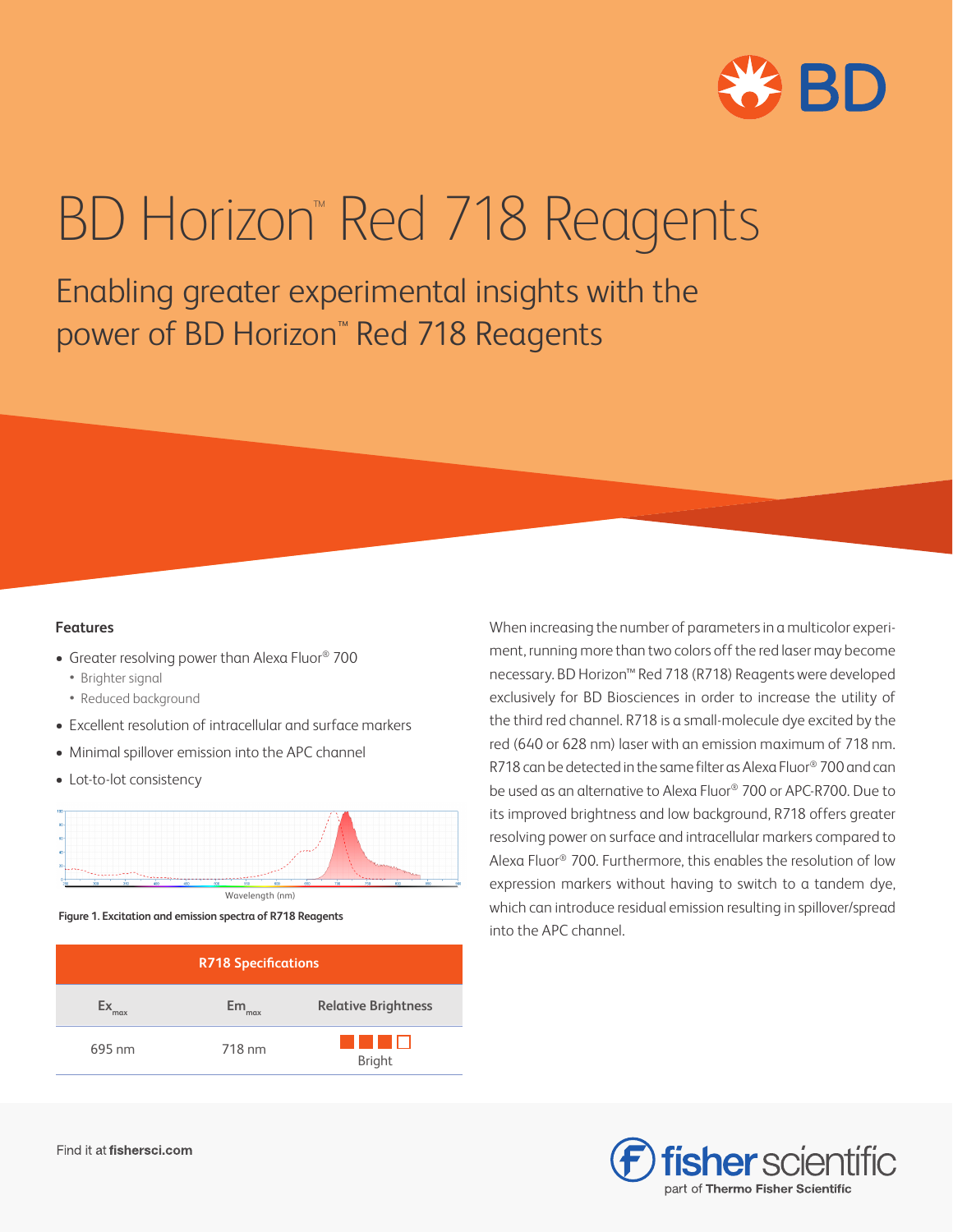# BD Horizon™ Red 718 Reagents

## Enabling greater experimental insights with the power of BD Horizon™ Red 718 Reagents

### Features

- Greater resolving power than Alexa Fluor® 700
  - Brighter signal
  - Reduced background
- Excellent resolution of intracellular and surface markers
- Minimal spillover emission into the APC channel
- Lot-to-lot consistency

**Figure 1. Excitation and emission spectra of R718 Reagents**

| R718 Specifications | | |
|---|---|---|
| $Ex_{max}$ | $Em_{max}$ | Relative Brightness |
| 695 nm | 718 nm | Bright |

When increasing the number of parameters in a multicolor experiment, running more than two colors off the red laser may become necessary. BD Horizon™ Red 718 (R718) Reagents were developed exclusively for BD Biosciences in order to increase the utility of the third red channel. R718 is a small-molecule dye excited by the red (640 or 628 nm) laser with an emission maximum of 718 nm. R718 can be detected in the same filter as Alexa Fluor® 700 and can be used as an alternative to Alexa Fluor® 700 or APC-R700. Due to its improved brightness and low background, R718 offers greater resolving power on surface and intracellular markers compared to Alexa Fluor® 700. Furthermore, this enables the resolution of low expression markers without having to switch to a tandem dye, which can introduce residual emission resulting in spillover/spread into the APC channel.

Find it at **fishersci.com**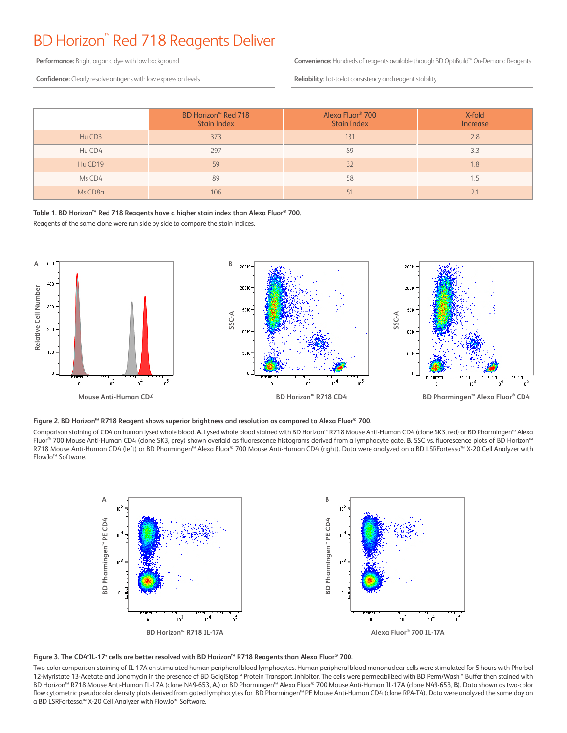# BD Horizon™ Red 718 Reagents Deliver

**Performance:** Bright organic dye with low background

**Confidence:** Clearly resolve antigens with low expression levels

**Convenience:** Hundreds of reagents available through BD OptiBuild™ On-Demand Reagents

**Reliability**: Lot-to-lot consistency and reagent stability

| | BD Horizon™ Red 718 Stain Index | Alexa Fluor® 700 Stain Index | X-fold Increase |
|---|---|---|---|
| Hu CD3 | 373 | 131 | 2.8 |
| Hu CD4 | 297 | 89 | 3.3 |
| Hu CD19 | 59 | 32 | 1.8 |
| Ms CD4 | 89 | 58 | 1.5 |
| Ms CD8a | 106 | 51 | 2.1 |

**Table 1. BD Horizon™ Red 718 Reagents have a higher stain index than Alexa Fluor® 700.**

Reagents of the same clone were run side by side to compare the stain indices.

**Figure 2. BD Horizon™ R718 Reagent shows superior brightness and resolution as compared to Alexa Fluor® 700.**

Comparison staining of CD4 on human lysed whole blood. **A.** Lysed whole blood stained with BD Horizon™ R718 Mouse Anti-Human CD4 (clone SK3, red) or BD Pharmingen™ Alexa Fluor® 700 Mouse Anti-Human CD4 (clone SK3, grey) shown overlaid as fluorescence histograms derived from a lymphocyte gate. **B.** SSC vs. fluorescence plots of BD Horizon™ R718 Mouse Anti-Human CD4 (left) or BD Pharmingen™ Alexa Fluor® 700 Mouse Anti-Human CD4 (right). Data were analyzed on a BD LSRFortessa™ X-20 Cell Analyzer with FlowJo™ Software.

**Figure 3. The CD4⁺IL-17⁺ cells are better resolved with BD Horizon™ R718 Reagents than Alexa Fluor® 700.**

Two-color comparison staining of IL-17A on stimulated human peripheral blood lymphocytes. Human peripheral blood mononuclear cells were stimulated for 5 hours with Phorbol 12-Myristate 13-Acetate and Ionomycin in the presence of BD GolgiStop™ Protein Transport Inhibitor. The cells were permeabilized with BD Perm/Wash™ Buffer then stained with BD Horizon™ R718 Mouse Anti-Human IL-17A (clone N49-653, **A.**) or BD Pharmingen™ Alexa Fluor® 700 Mouse Anti-Human IL-17A (clone N49-653, **B**). Data shown as two-color flow cytometric pseudocolor density plots derived from gated lymphocytes for BD Pharmingen™ PE Mouse Anti-Human CD4 (clone RPA-T4). Data were analyzed the same day on a BD LSRFortessa™ X-20 Cell Analyzer with FlowJo™ Software.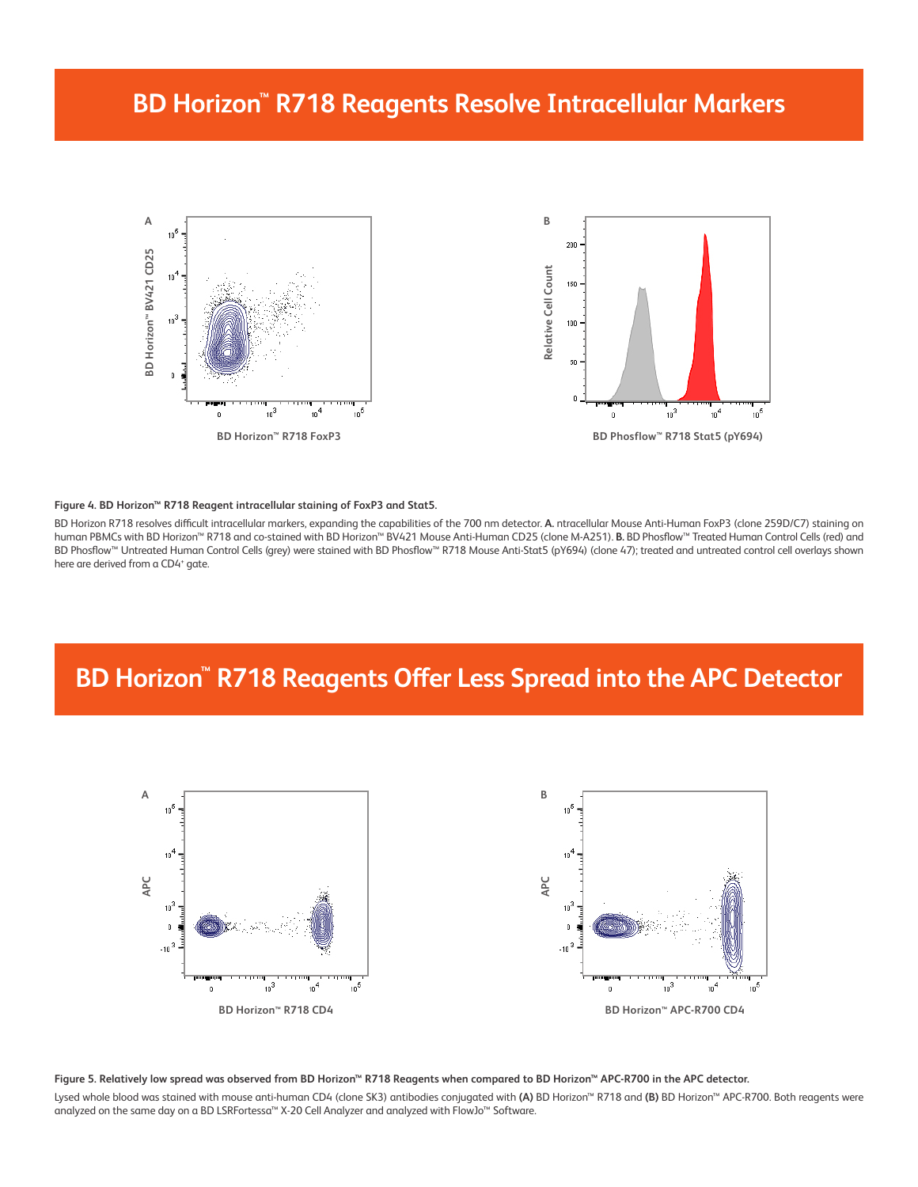## BD Horizon™ R718 Reagents Resolve Intracellular Markers

**Figure 4. BD Horizon™ R718 Reagent intracellular staining of FoxP3 and Stat5.**

BD Horizon R718 resolves difficult intracellular markers, expanding the capabilities of the 700 nm detector. **A.** ntracellular Mouse Anti-Human FoxP3 (clone 259D/C7) staining on human PBMCs with BD Horizon™ R718 and co-stained with BD Horizon™ BV421 Mouse Anti-Human CD25 (clone M-A251). **B.** BD Phosflow™ Treated Human Control Cells (red) and BD Phosflow™ Untreated Human Control Cells (grey) were stained with BD Phosflow™ R718 Mouse Anti-Stat5 (pY694) (clone 47); treated and untreated control cell overlays shown here are derived from a CD4⁺ gate.

## BD Horizon™ R718 Reagents Offer Less Spread into the APC Detector

**Figure 5. Relatively low spread was observed from BD Horizon™ R718 Reagents when compared to BD Horizon™ APC-R700 in the APC detector.**

Lysed whole blood was stained with mouse anti-human CD4 (clone SK3) antibodies conjugated with **(A)** BD Horizon™ R718 and **(B)** BD Horizon™ APC-R700. Both reagents were analyzed on the same day on a BD LSRFortessa™ X-20 Cell Analyzer and analyzed with FlowJo™ Software.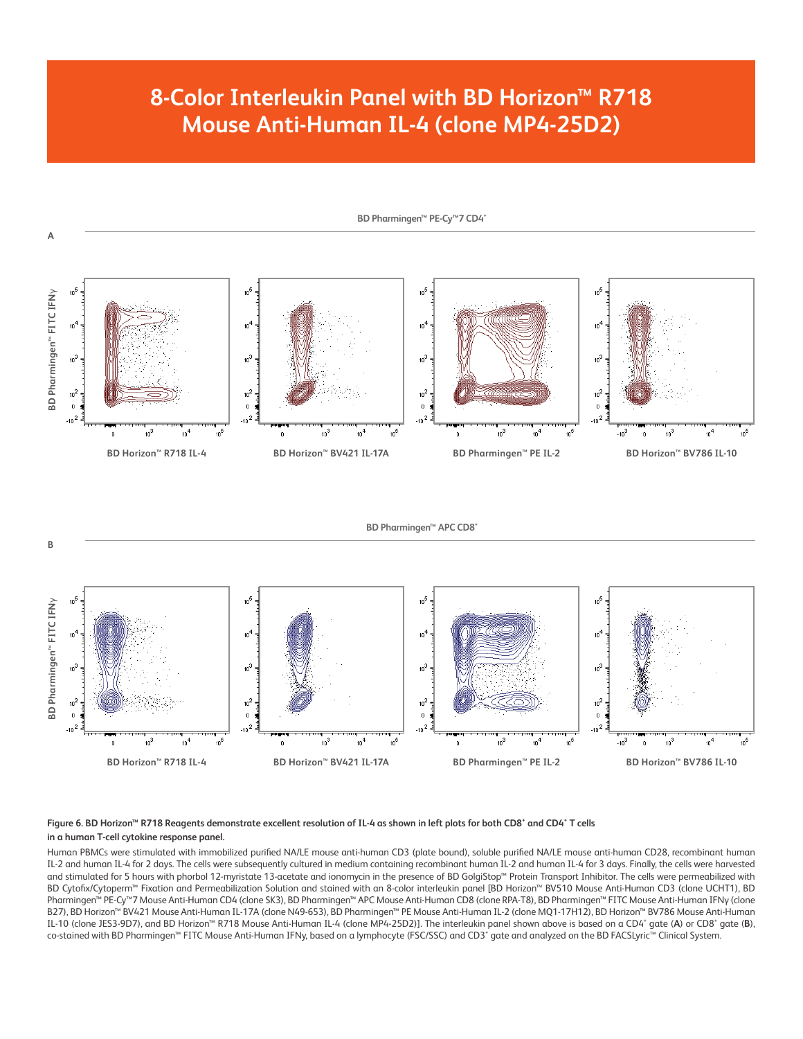# 8-Color Interleukin Panel with BD Horizon™ R718 Mouse Anti-Human IL-4 (clone MP4-25D2)

**Figure 6. BD Horizon™ R718 Reagents demonstrate excellent resolution of IL-4 as shown in left plots for both CD8⁺ and CD4⁺ T cells in a human T-cell cytokine response panel.**

Human PBMCs were stimulated with immobilized purified NA/LE mouse anti-human CD3 (plate bound), soluble purified NA/LE mouse anti-human CD28, recombinant human IL-2 and human IL-4 for 2 days. The cells were subsequently cultured in medium containing recombinant human IL-2 and human IL-4 for 3 days. Finally, the cells were harvested and stimulated for 5 hours with phorbol 12-myristate 13-acetate and ionomycin in the presence of BD GolgiStop™ Protein Transport Inhibitor. The cells were permeabilized with BD Cytofix/Cytoperm™ Fixation and Permeabilization Solution and stained with an 8-color interleukin panel [BD Horizon™ BV510 Mouse Anti-Human CD3 (clone UCHT1), BD Pharmingen™ PE-Cy™7 Mouse Anti-Human CD4 (clone SK3), BD Pharmingen™ APC Mouse Anti-Human CD8 (clone RPA-T8), BD Pharmingen™ FITC Mouse Anti-Human IFNγ (clone B27), BD Horizon™ BV421 Mouse Anti-Human IL-17A (clone N49-653), BD Pharmingen™ PE Mouse Anti-Human IL-2 (clone MQ1-17H12), BD Horizon™ BV786 Mouse Anti-Human IL-10 (clone JES3-9D7), and BD Horizon™ R718 Mouse Anti-Human IL-4 (clone MP4-25D2)]. The interleukin panel shown above is based on a CD4⁺ gate (**A**) or CD8⁺ gate (**B**), co-stained with BD Pharmingen™ FITC Mouse Anti-Human IFNγ, based on a lymphocyte (FSC/SSC) and CD3⁺ gate and analyzed on the BD FACSLyric™ Clinical System.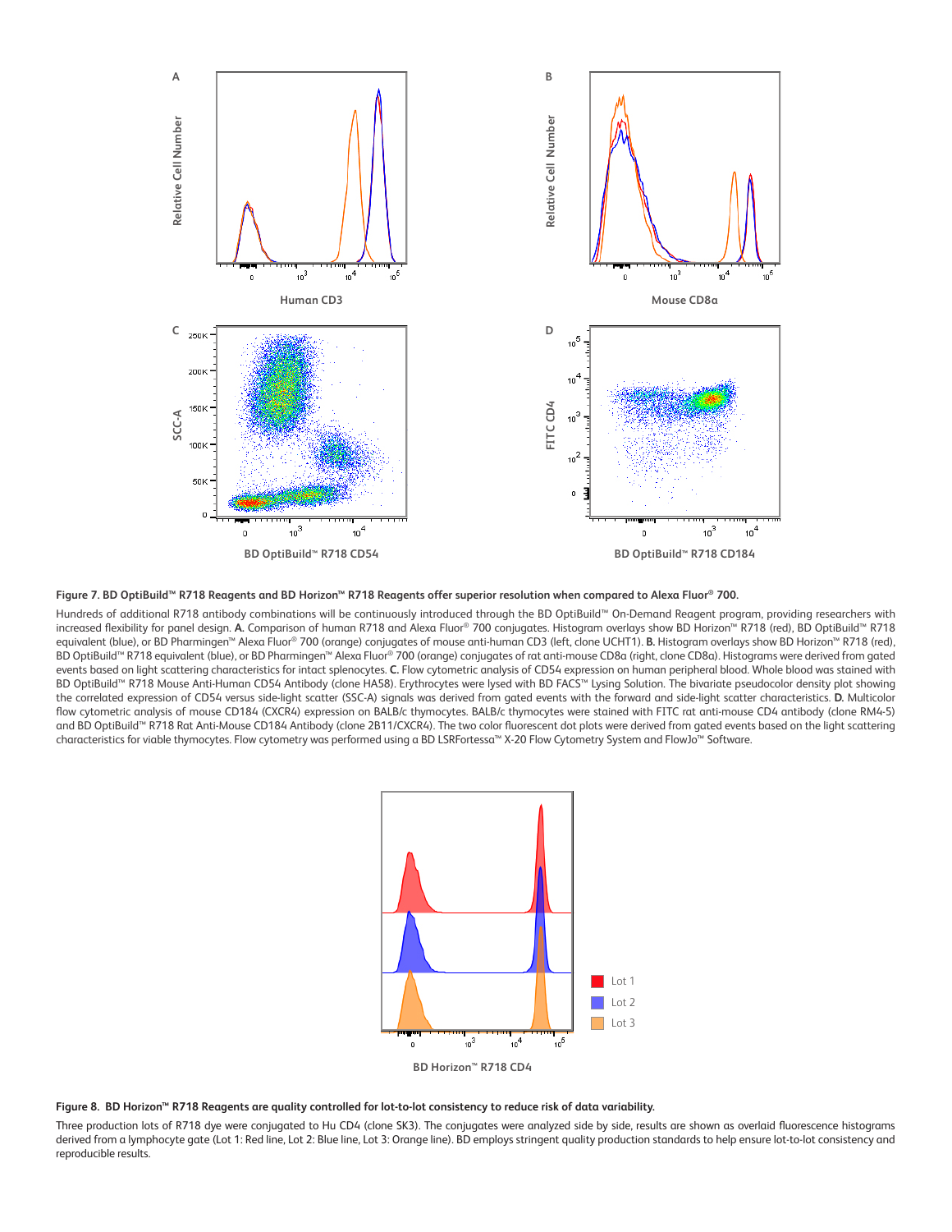**Figure 7. BD OptiBuild™ R718 Reagents and BD Horizon™ R718 Reagents offer superior resolution when compared to Alexa Fluor® 700.**

Hundreds of additional R718 antibody combinations will be continuously introduced through the BD OptiBuild™ On-Demand Reagent program, providing researchers with increased flexibility for panel design. **A.** Comparison of human R718 and Alexa Fluor® 700 conjugates. Histogram overlays show BD Horizon™ R718 (red), BD OptiBuild™ R718 equivalent (blue), or BD Pharmingen™ Alexa Fluor® 700 (orange) conjugates of mouse anti-human CD3 (left, clone UCHT1). **B.** Histogram overlays show BD Horizon™ R718 (red), BD OptiBuild™ R718 equivalent (blue), or BD Pharmingen™ Alexa Fluor® 700 (orange) conjugates of rat anti-mouse CD8a (right, clone CD8a). Histograms were derived from gated events based on light scattering characteristics for intact splenocytes. **C.** Flow cytometric analysis of CD54 expression on human peripheral blood. Whole blood was stained with BD OptiBuild™ R718 Mouse Anti-Human CD54 Antibody (clone HA58). Erythrocytes were lysed with BD FACS™ Lysing Solution. The bivariate pseudocolor density plot showing the correlated expression of CD54 versus side-light scatter (SSC-A) signals was derived from gated events with the forward and side-light scatter characteristics. **D.** Multicolor flow cytometric analysis of mouse CD184 (CXCR4) expression on BALB/c thymocytes. BALB/c thymocytes were stained with FITC rat anti-mouse CD4 antibody (clone RM4-5) and BD OptiBuild™ R718 Rat Anti-Mouse CD184 Antibody (clone 2B11/CXCR4). The two color fluorescent dot plots were derived from gated events based on the light scattering characteristics for viable thymocytes. Flow cytometry was performed using a BD LSRFortessa™ X-20 Flow Cytometry System and FlowJo™ Software.

**Figure 8. BD Horizon™ R718 Reagents are quality controlled for lot-to-lot consistency to reduce risk of data variability.**

Three production lots of R718 dye were conjugated to Hu CD4 (clone SK3). The conjugates were analyzed side by side, results are shown as overlaid fluorescence histograms derived from a lymphocyte gate (Lot 1: Red line, Lot 2: Blue line, Lot 3: Orange line). BD employs stringent quality production standards to help ensure lot-to-lot consistency and reproducible results.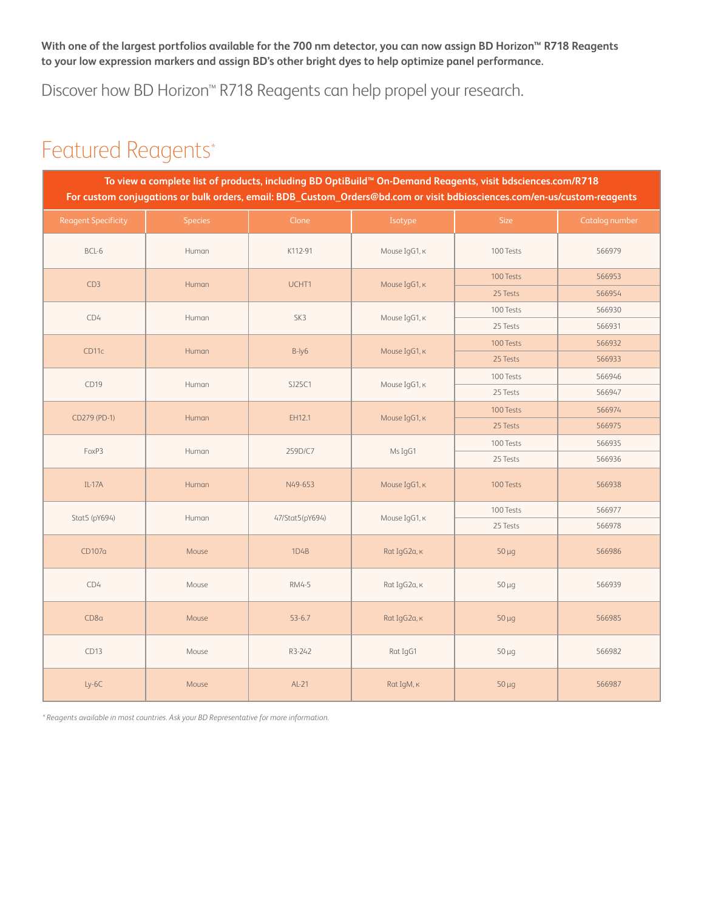**With one of the largest portfolios available for the 700 nm detector, you can now assign BD Horizon™ R718 Reagents to your low expression markers and assign BD's other bright dyes to help optimize panel performance.**

Discover how BD Horizon™ R718 Reagents can help propel your research.

# Featured Reagents*

**To view a complete list of products, including BD OptiBuild™ On-Demand Reagents, visit bdsciences.com/R718**
**For custom conjugations or bulk orders, email: BDB_Custom_Orders@bd.com or visit bdbiosciences.com/en-us/custom-reagents**

| Reagent Specificity | Species | Clone | Isotype | Size | Catalog number |
|---|---|---|---|---|---|
| BCL-6 | Human | K112-91 | Mouse IgG1, κ | 100 Tests | 566979 |
| CD3 | Human | UCHT1 | Mouse IgG1, κ | 100 Tests | 566953 |
| | | | | 25 Tests | 566954 |
| CD4 | Human | SK3 | Mouse IgG1, κ | 100 Tests | 566930 |
| | | | | 25 Tests | 566931 |
| CD11c | Human | B-ly6 | Mouse IgG1, κ | 100 Tests | 566932 |
| | | | | 25 Tests | 566933 |
| CD19 | Human | SJ25C1 | Mouse IgG1, κ | 100 Tests | 566946 |
| | | | | 25 Tests | 566947 |
| CD279 (PD-1) | Human | EH12.1 | Mouse IgG1, κ | 100 Tests | 566974 |
| | | | | 25 Tests | 566975 |
| FoxP3 | Human | 259D/C7 | Ms IgG1 | 100 Tests | 566935 |
| | | | | 25 Tests | 566936 |
| IL-17A | Human | N49-653 | Mouse IgG1, κ | 100 Tests | 566938 |
| Stat5 (pY694) | Human | 47/Stat5(pY694) | Mouse IgG1, κ | 100 Tests | 566977 |
| | | | | 25 Tests | 566978 |
| CD107a | Mouse | 1D4B | Rat IgG2a, κ | 50 µg | 566986 |
| CD4 | Mouse | RM4-5 | Rat IgG2a, κ | 50 µg | 566939 |
| CD8a | Mouse | 53-6.7 | Rat IgG2a, κ | 50 µg | 566985 |
| CD13 | Mouse | R3-242 | Rat IgG1 | 50 µg | 566982 |
| Ly-6C | Mouse | AL-21 | Rat IgM, κ | 50 µg | 566987 |

*\* Reagents available in most countries. Ask your BD Representative for more information.*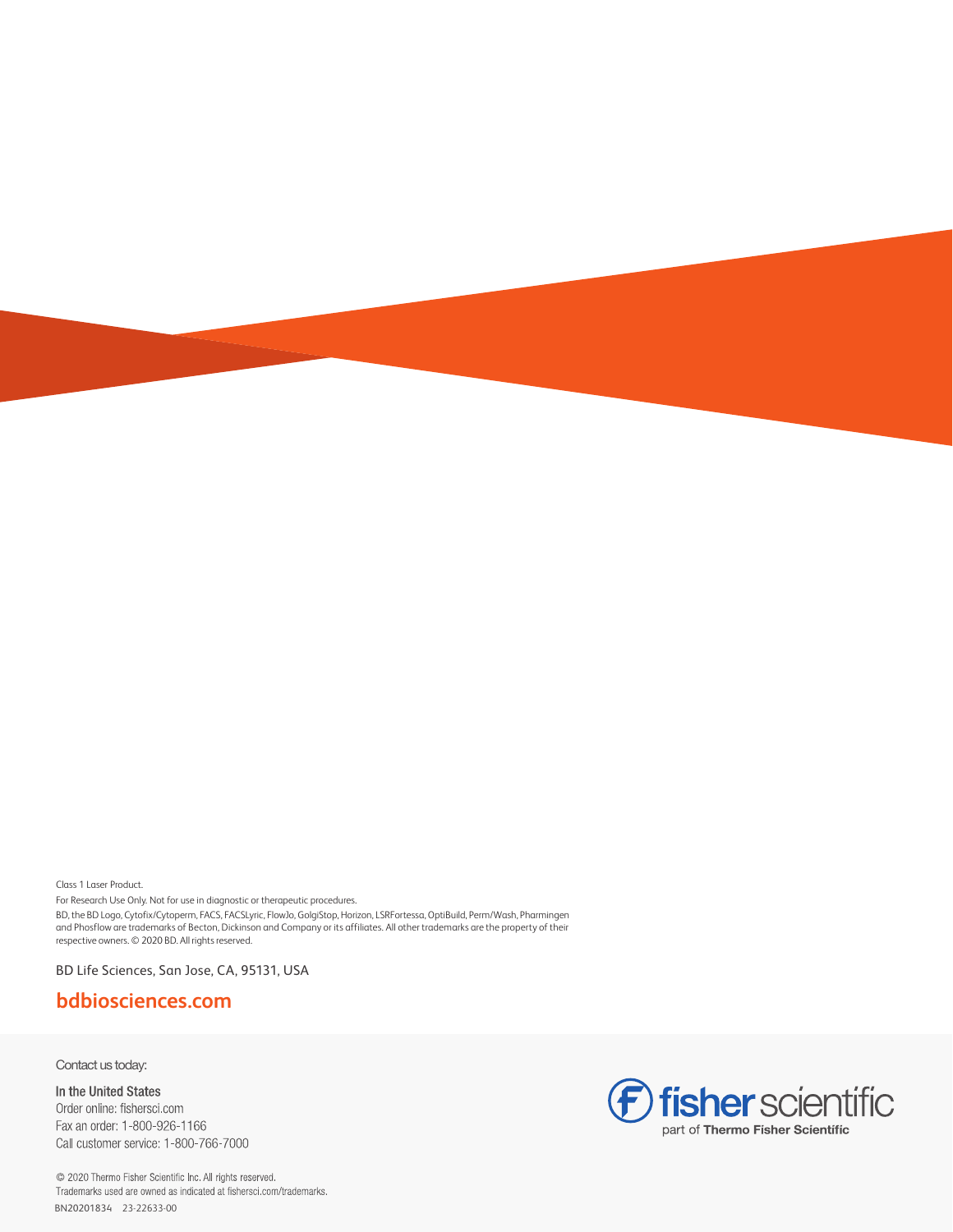Class 1 Laser Product.

For Research Use Only. Not for use in diagnostic or therapeutic procedures.

BD, the BD Logo, Cytofix/Cytoperm, FACS, FACSLyric, FlowJo, GolgiStop, Horizon, LSRFortessa, OptiBuild, Perm/Wash, Pharmingen and Phosflow are trademarks of Becton, Dickinson and Company or its affiliates. All other trademarks are the property of their respective owners. © 2020 BD. All rights reserved.

BD Life Sciences, San Jose, CA, 95131, USA

**bdbiosciences.com**

Contact us today:

**In the United States**
Order online: fishersci.com
Fax an order: 1-800-926-1166
Call customer service: 1-800-766-7000

fisher scientific
part of **Thermo Fisher Scientific**

© 2020 Thermo Fisher Scientific Inc. All rights reserved.
Trademarks used are owned as indicated at fishersci.com/trademarks.
BN20201834 23-22633-00